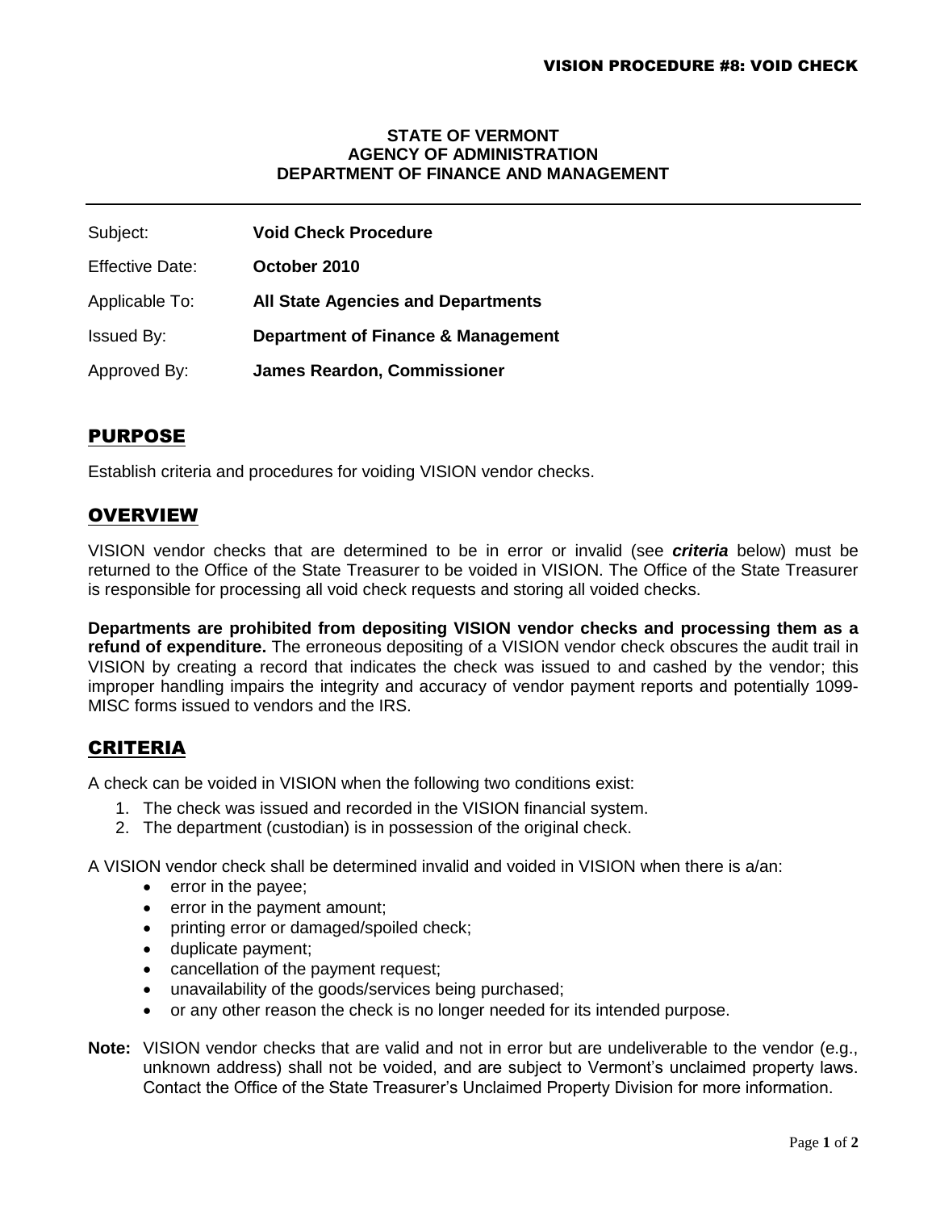**STATE OF VERMONT**
**AGENCY OF ADMINISTRATION**
**DEPARTMENT OF FINANCE AND MANAGEMENT**

---

| | |
|---|---|
| Subject: | **Void Check Procedure** |
| Effective Date: | **October 2010** |
| Applicable To: | **All State Agencies and Departments** |
| Issued By: | **Department of Finance & Management** |
| Approved By: | **James Reardon, Commissioner** |

## PURPOSE

Establish criteria and procedures for voiding VISION vendor checks.

## OVERVIEW

VISION vendor checks that are determined to be in error or invalid (see ***criteria*** below) must be returned to the Office of the State Treasurer to be voided in VISION. The Office of the State Treasurer is responsible for processing all void check requests and storing all voided checks.

**Departments are prohibited from depositing VISION vendor checks and processing them as a refund of expenditure.** The erroneous depositing of a VISION vendor check obscures the audit trail in VISION by creating a record that indicates the check was issued to and cashed by the vendor; this improper handling impairs the integrity and accuracy of vendor payment reports and potentially 1099-MISC forms issued to vendors and the IRS.

## CRITERIA

A check can be voided in VISION when the following two conditions exist:

1. The check was issued and recorded in the VISION financial system.
2. The department (custodian) is in possession of the original check.

A VISION vendor check shall be determined invalid and voided in VISION when there is a/an:

- error in the payee;
- error in the payment amount;
- printing error or damaged/spoiled check;
- duplicate payment;
- cancellation of the payment request;
- unavailability of the goods/services being purchased;
- or any other reason the check is no longer needed for its intended purpose.

**Note:** VISION vendor checks that are valid and not in error but are undeliverable to the vendor (e.g., unknown address) shall not be voided, and are subject to Vermont's unclaimed property laws. Contact the Office of the State Treasurer's Unclaimed Property Division for more information.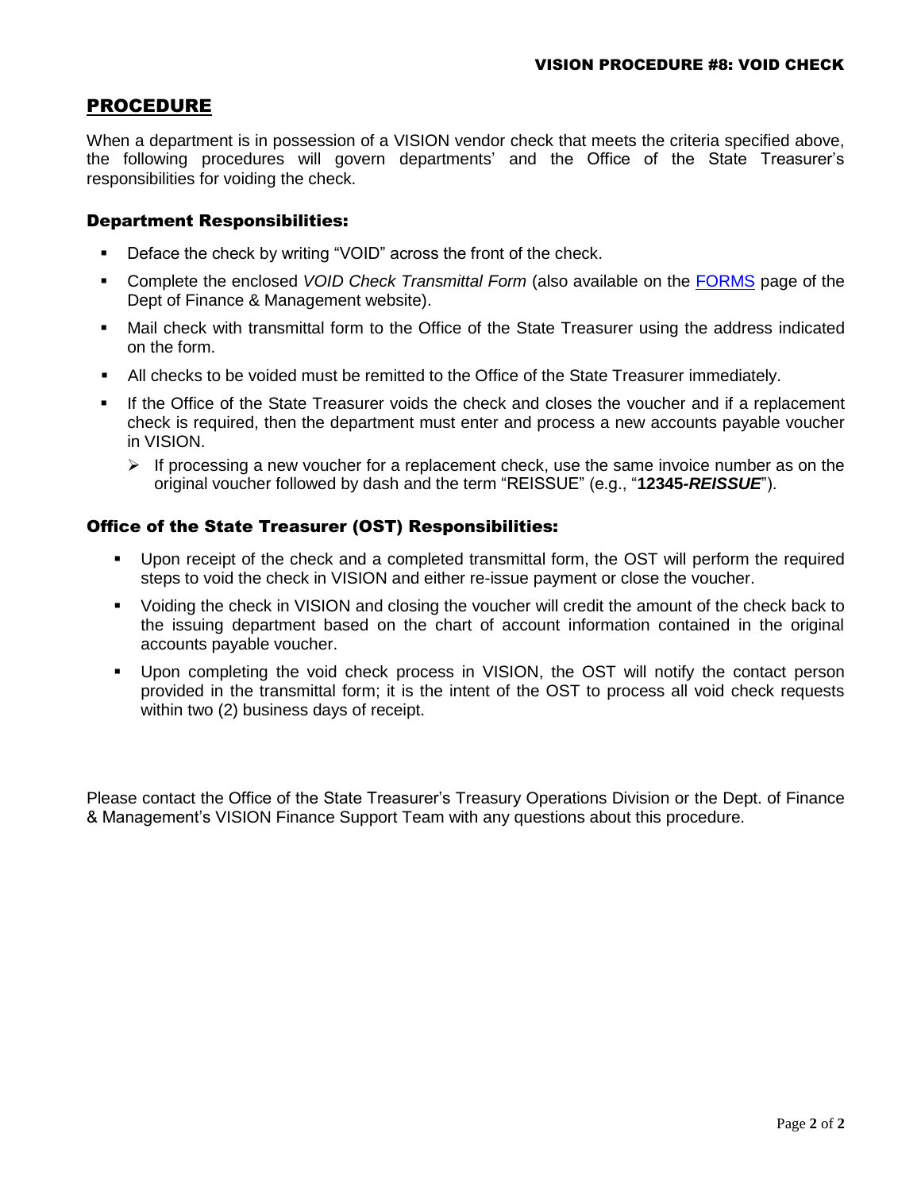## PROCEDURE

When a department is in possession of a VISION vendor check that meets the criteria specified above, the following procedures will govern departments' and the Office of the State Treasurer's responsibilities for voiding the check.

### Department Responsibilities:

- Deface the check by writing "VOID" across the front of the check.
- Complete the enclosed *VOID Check Transmittal Form* (also available on the [FORMS]() page of the Dept of Finance & Management website).
- Mail check with transmittal form to the Office of the State Treasurer using the address indicated on the form.
- All checks to be voided must be remitted to the Office of the State Treasurer immediately.
- If the Office of the State Treasurer voids the check and closes the voucher and if a replacement check is required, then the department must enter and process a new accounts payable voucher in VISION.
  - If processing a new voucher for a replacement check, use the same invoice number as on the original voucher followed by dash and the term "REISSUE" (e.g., "**12345-*REISSUE***").

### Office of the State Treasurer (OST) Responsibilities:

- Upon receipt of the check and a completed transmittal form, the OST will perform the required steps to void the check in VISION and either re-issue payment or close the voucher.
- Voiding the check in VISION and closing the voucher will credit the amount of the check back to the issuing department based on the chart of account information contained in the original accounts payable voucher.
- Upon completing the void check process in VISION, the OST will notify the contact person provided in the transmittal form; it is the intent of the OST to process all void check requests within two (2) business days of receipt.

Please contact the Office of the State Treasurer's Treasury Operations Division or the Dept. of Finance & Management's VISION Finance Support Team with any questions about this procedure.